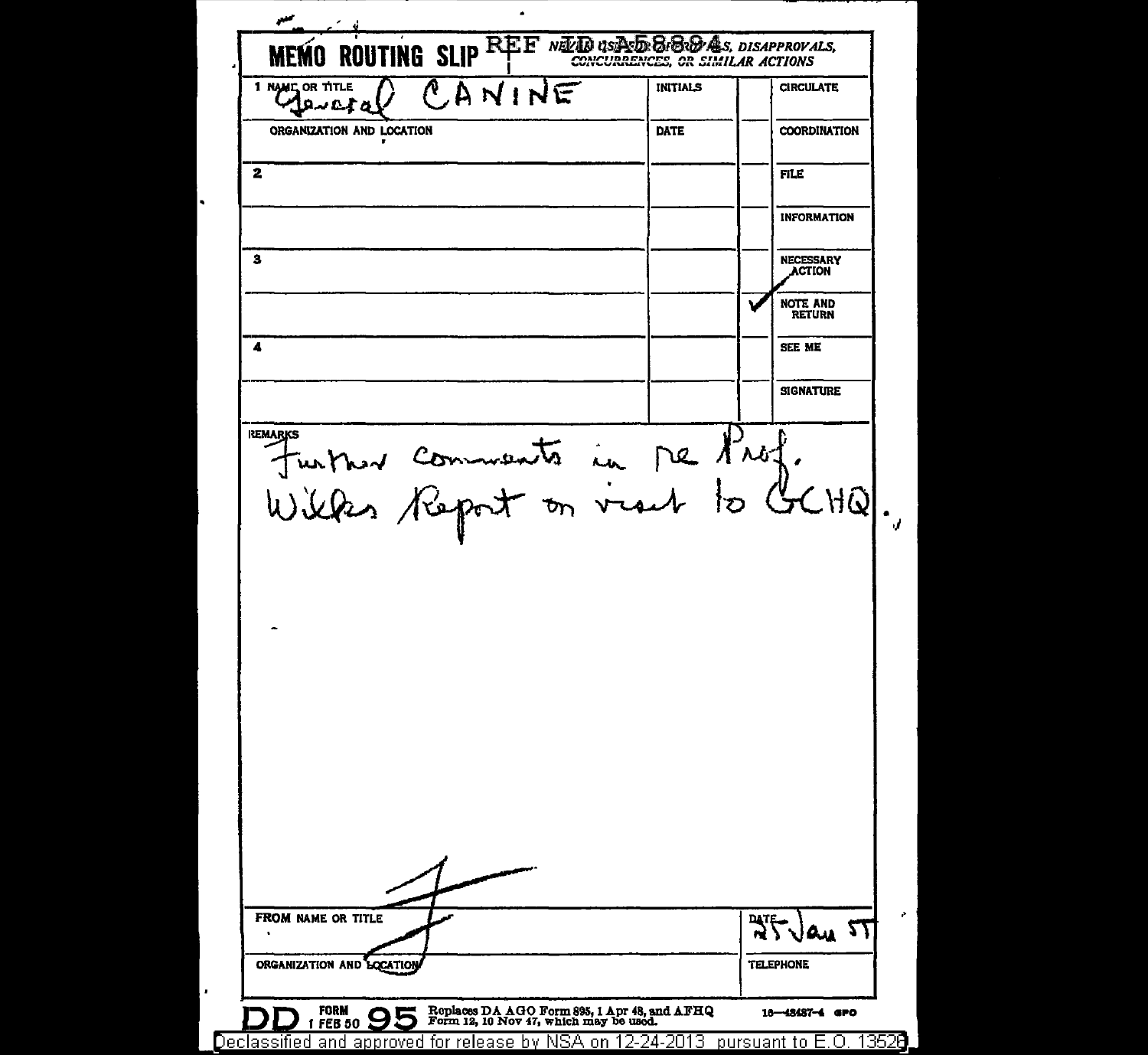# MEMO ROUTING SLIP

REF ID:A58894

NEVER USED FOR APPROVALS, DISAPPROVALS, CONCURRENCES, OR SIMILAR ACTIONS

| | INITIALS | | |
|---|---|---|---|
| 1 NAME OR TITLE General CANINE | | | CIRCULATE |
| ORGANIZATION AND LOCATION | DATE | | COORDINATION |
| 2 | | | FILE |
| | | | INFORMATION |
| 3 | | | NECESSARY ACTION |
| | | ✓ | NOTE AND RETURN |
| 4 | | | SEE ME |
| | | | SIGNATURE |

REMARKS

Further comments in re Prof. Wilkes Report on visit to GCHQ.

FROM NAME OR TITLE

DATE 25 Jan 55

ORGANIZATION AND LOCATION

TELEPHONE

DD FORM 1 FEB 50 95 Replaces DA AGO Form 895, 1 Apr 48, and AFHQ Form 12, 10 Nov 47, which may be used.

16—48487-4 GPO

Declassified and approved for release by NSA on 12-24-2013 pursuant to E.O. 13526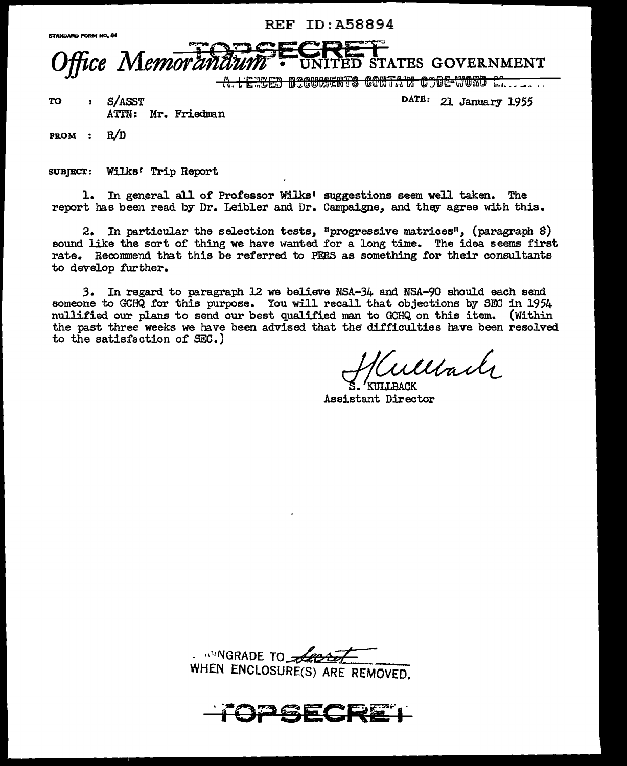REF ID:A58894

STANDARD FORM NO. 64

TOP SECRET

# Office Memorandum • UNITED STATES GOVERNMENT

A. LETTERED DOCUMENTS CONTAIN CODE-WORD M...

TO : S/ASST
ATTN: Mr. Friedman

DATE: 21 January 1955

FROM : R/D

SUBJECT: Wilks' Trip Report

1. In general all of Professor Wilks' suggestions seem well taken. The report has been read by Dr. Leibler and Dr. Campaigne, and they agree with this.

2. In particular the selection tests, "progressive matrices", (paragraph 8) sound like the sort of thing we have wanted for a long time. The idea seems first rate. Recommend that this be referred to PERS as something for their consultants to develop further.

3. In regard to paragraph 12 we believe NSA-34 and NSA-90 should each send someone to GCHQ for this purpose. You will recall that objections by SEC in 1954 nullified our plans to send our best qualified man to GCHQ on this item. (Within the past three weeks we have been advised that the difficulties have been resolved to the satisfaction of SEC.)

S. Kullback
S. KULLBACK
Assistant Director

DOWNGRADE TO Secret
WHEN ENCLOSURE(S) ARE REMOVED.

TOP SECRET